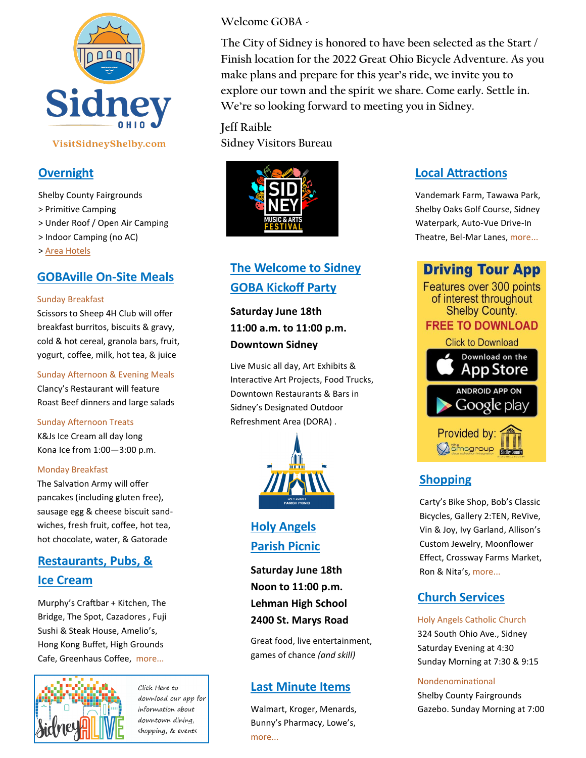Sidney OHIO

VisitSidneyShelby.com

Welcome GOBA -

The City of Sidney is honored to have been selected as the Start / Finish location for the 2022 Great Ohio Bicycle Adventure. As you make plans and prepare for this year's ride, we invite you to explore our town and the spirit we share. Come early. Settle in. We're so looking forward to meeting you in Sidney.

Jeff Raible
Sidney Visitors Bureau

## Overnight

Shelby County Fairgrounds
> Primitive Camping
> Under Roof / Open Air Camping
> Indoor Camping (no AC)
> Area Hotels

## GOBAville On-Site Meals

Sunday Breakfast
Scissors to Sheep 4H Club will offer breakfast burritos, biscuits & gravy, cold & hot cereal, granola bars, fruit, yogurt, coffee, milk, hot tea, & juice

Sunday Afternoon & Evening Meals
Clancy's Restaurant will feature Roast Beef dinners and large salads

Sunday Afternoon Treats
K&Js Ice Cream all day long
Kona Ice from 1:00—3:00 p.m.

Monday Breakfast
The Salvation Army will offer pancakes (including gluten free), sausage egg & cheese biscuit sandwiches, fresh fruit, coffee, hot tea, hot chocolate, water, & Gatorade

## Restaurants, Pubs, & Ice Cream

Murphy's Craftbar + Kitchen, The Bridge, The Spot, Cazadores , Fuji Sushi & Steak House, Amelio's, Hong Kong Buffet, High Grounds Cafe, Greenhaus Coffee, more...

*Click Here to download our app for information about downtown dining, shopping, & events*

SIDNEY MUSIC & ARTS FESTIVAL

## The Welcome to Sidney GOBA Kickoff Party

**Saturday June 18th**
**11:00 a.m. to 11:00 p.m.**
**Downtown Sidney**

Live Music all day, Art Exhibits & Interactive Art Projects, Food Trucks, Downtown Restaurants & Bars in Sidney's Designated Outdoor Refreshment Area (DORA) .

## Holy Angels Parish Picnic

**Saturday June 18th**
**Noon to 11:00 p.m.**
**Lehman High School**
**2400 St. Marys Road**

Great food, live entertainment, games of chance *(and skill)*

## Last Minute Items

Walmart, Kroger, Menards, Bunny's Pharmacy, Lowe's, more...

## Local Attractions

Vandemark Farm, Tawawa Park, Shelby Oaks Golf Course, Sidney Waterpark, Auto-Vue Drive-In Theatre, Bel-Mar Lanes, more...

**Driving Tour App**
Features over 300 points of interest throughout Shelby County.
**FREE TO DOWNLOAD**
Click to Download
Download on the App Store
ANDROID APP ON Google play
Provided by: the smsgroup, Shelby County Historical Society

## Shopping

Carty's Bike Shop, Bob's Classic Bicycles, Gallery 2:TEN, ReVive, Vin & Joy, Ivy Garland, Allison's Custom Jewelry, Moonflower Effect, Crossway Farms Market, Ron & Nita's, more...

## Church Services

Holy Angels Catholic Church
324 South Ohio Ave., Sidney
Saturday Evening at 4:30
Sunday Morning at 7:30 & 9:15

Nondenominational
Shelby County Fairgrounds Gazebo. Sunday Morning at 7:00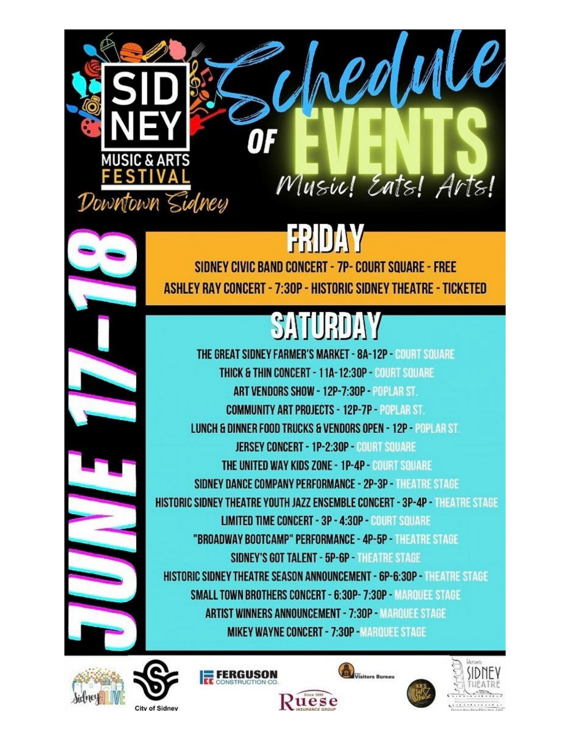# SIDNEY MUSIC & ARTS FESTIVAL

Downtown Sidney

# Schedule of EVENTS

Music! Eats! Arts!

JUNE 17 - 18

## FRIDAY

SIDNEY CIVIC BAND CONCERT - 7P- COURT SQUARE - FREE

ASHLEY RAY CONCERT - 7:30P - HISTORIC SIDNEY THEATRE - TICKETED

## SATURDAY

THE GREAT SIDNEY FARMER'S MARKET - 8A-12P - COURT SQUARE

THICK & THIN CONCERT - 11A-12:30P - COURT SQUARE

ART VENDORS SHOW - 12P-7:30P - POPLAR ST.

COMMUNITY ART PROJECTS - 12P-7P - POPLAR ST.

LUNCH & DINNER FOOD TRUCKS & VENDORS OPEN - 12P - POPLAR ST.

JERSEY CONCERT - 1P-2:30P - COURT SQUARE

THE UNITED WAY KIDS ZONE - 1P-4P - COURT SQUARE

SIDNEY DANCE COMPANY PERFORMANCE - 2P-3P - THEATRE STAGE

HISTORIC SIDNEY THEATRE YOUTH JAZZ ENSEMBLE CONCERT - 3P-4P - THEATRE STAGE

LIMITED TIME CONCERT - 3P - 4:30P - COURT SQUARE

"BROADWAY BOOTCAMP" PERFORMANCE - 4P-5P - THEATRE STAGE

SIDNEY'S GOT TALENT - 5P-6P - THEATRE STAGE

HISTORIC SIDNEY THEATRE SEASON ANNOUNCEMENT - 6P-6:30P - THEATRE STAGE

SMALL TOWN BROTHERS CONCERT - 6:30P- 7:30P - MARQUEE STAGE

ARTIST WINNERS ANNOUNCEMENT - 7:30P - MARQUEE STAGE

MIKEY WAYNE CONCERT - 7:30P -MARQUEE STAGE

Sidney Alive · City of Sidney · Ferguson Construction Co. · Ruese Insurance Group · Visitors Bureau · Historic Sidney Theatre